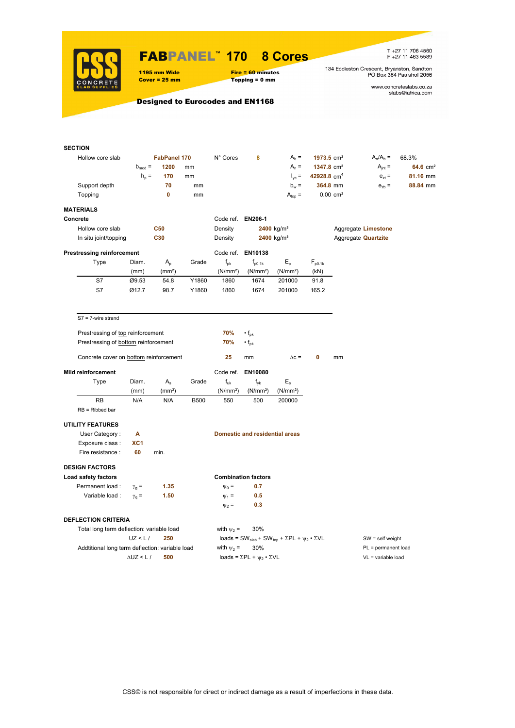# FABPANEL™ 170 8 Cores

**1195 mm Wide**
**Cover = 25 mm**

**Fire = 60 minutes**
**Topping = 0 mm**

T +27 11 706 4560
F +27 11 463 5589

134 Eccleston Crescent, Bryanston, Sandton
PO Box 364 Paulshof 2056

www.concreteslabs.co.za
slabs@iafrica.com

**Designed to Eurocodes and EN1168**

## SECTION

| | | | | | | | | | |
|---|---|---|---|---|---|---|---|---|---|
| Hollow core slab | | FabPanel 170 | N° Cores | 8 | $A_b$ = | 1973.5 cm² | $A_n/A_b$ = | 68.3% |
| | $b_{mod}$ = | 1200 | mm | | $A_n$ = | 1347.8 cm² | $A_{jnt}$ = | 64.6 cm² |
| | $h_p$ = | 170 | mm | | $I_{yc}$ = | 42928.8 cm⁴ | $e_{zt}$ = | 81.16 mm |
| Support depth | | 70 | mm | | $b_w$ = | 364.8 mm | $e_{zb}$ = | 88.84 mm |
| Topping | | 0 | mm | | $A_{top}$ = | 0.00 cm² | | |

## MATERIALS

### Concrete

Code ref. EN206-1

| | | | | | |
|---|---|---|---|---|---|
| Hollow core slab | C50 | Density | 2400 kg/m³ | Aggregate | Limestone |
| In situ joint/topping | C30 | Density | 2400 kg/m³ | Aggregate | Quartzite |

### Prestressing reinforcement

Code ref. EN10138

| Type | Diam. (mm) | $A_p$ (mm²) | Grade | $f_{pk}$ (N/mm²) | $f_{p0.1k}$ (N/mm²) | $E_p$ (N/mm²) | $F_{p0.1k}$ (kN) |
|---|---|---|---|---|---|---|---|
| S7 | Ø9.53 | 54.8 | Y1860 | 1860 | 1674 | 201000 | 91.8 |
| S7 | Ø12.7 | 98.7 | Y1860 | 1860 | 1674 | 201000 | 165.2 |

S7 = 7-wire strand

Prestressing of top reinforcement 70% • $f_{pk}$

Prestressing of bottom reinforcement 70% • $f_{pk}$

Concrete cover on bottom reinforcement 25 mm $\Delta c$ = 0 mm

### Mild reinforcement

Code ref. EN10080

| Type | Diam. (mm) | $A_s$ (mm²) | Grade | $f_{uk}$ (N/mm²) | $f_{yk}$ (N/mm²) | $E_s$ (N/mm²) |
|---|---|---|---|---|---|---|
| RB | N/A | N/A | B500 | 550 | 500 | 200000 |

RB = Ribbed bar

## UTILITY FEATURES

User Category : **A** — **Domestic and residential areas**

Exposure class : **XC1**

Fire resistance : **60** min.

## DESIGN FACTORS

| Load safety factors | | | Combination factors | |
|---|---|---|---|---|
| Permanent load : | $\gamma_g$ = | 1.35 | $\psi_0$ = | 0.7 |
| Variable load : | $\gamma_q$ = | 1.50 | $\psi_1$ = | 0.5 |
| | | | $\psi_2$ = | 0.3 |

## DEFLECTION CRITERIA

Total long term deflection: variable load — with $\psi_2$ = 30%

UZ < L / **250** — loads = $SW_{slab}$ + $SW_{top}$ + ΣPL + $\psi_2$ • ΣVL

Addtitional long term deflection: variable load — with $\psi_2$ = 30%

ΔUZ < L / **500** — loads = ΣPL + $\psi_2$ • ΣVL

SW = self weight
PL = permanent load
VL = variable load

CSS© is not responsible for direct or indirect damage as a result of imperfections in these data.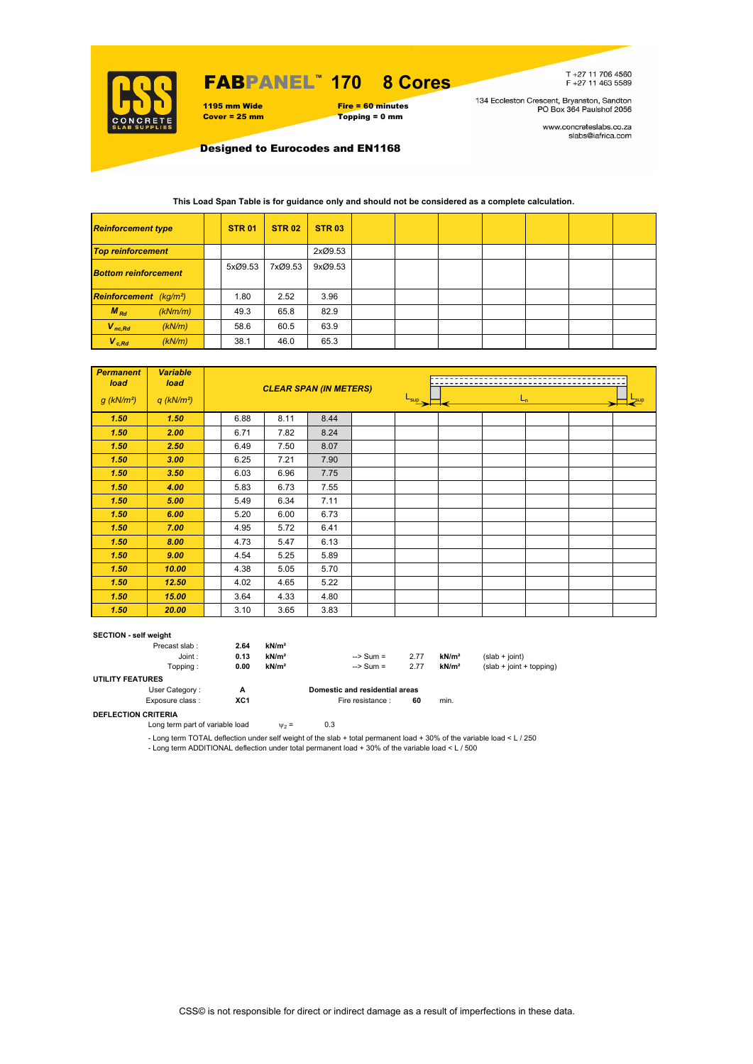# FABPANEL™ 170 8 Cores

**1195 mm Wide**
**Cover = 25 mm**

**Fire = 60 minutes**
**Topping = 0 mm**

T +27 11 706 4560
F +27 11 463 5589

134 Eccleston Crescent, Bryanston, Sandton
PO Box 364 Paulshof 2056

www.concreteslabs.co.za
slabs@iafrica.com

**Designed to Eurocodes and EN1168**

**This Load Span Table is for guidance only and should not be considered as a complete calculation.**

| *Reinforcement type* | | | STR 01 | STR 02 | STR 03 | | | | | | | |
|---|---|---|---|---|---|---|---|---|---|---|---|---|
| *Top reinforcement* | | | | | 2xØ9.53 | | | | | | | |
| *Bottom reinforcement* | | | 5xØ9.53 | 7xØ9.53 | 9xØ9.53 | | | | | | | |
| *Reinforcement* | *(kg/m²)* | | 1.80 | 2.52 | 3.96 | | | | | | | |
| $M_{Rd}$ | *(kNm/m)* | | 49.3 | 65.8 | 82.9 | | | | | | | |
| $V_{nc,Rd}$ | *(kN/m)* | | 58.6 | 60.5 | 63.9 | | | | | | | |
| $V_{c,Rd}$ | *(kN/m)* | | 38.1 | 46.0 | 65.3 | | | | | | | |

| *Permanent load* $g$ *(kN/m²)* | *Variable load* $q$ *(kN/m²)* | | CLEAR SPAN (IN METERS) ($L_{sup}$, $L_n$, $L_{sup}$) | | | | | | | | | |
|---|---|---|---|---|---|---|---|---|---|---|---|---|
| **1.50** | **1.50** | | 6.88 | 8.11 | 8.44 | | | | | | | |
| **1.50** | **2.00** | | 6.71 | 7.82 | 8.24 | | | | | | | |
| **1.50** | **2.50** | | 6.49 | 7.50 | 8.07 | | | | | | | |
| **1.50** | **3.00** | | 6.25 | 7.21 | 7.90 | | | | | | | |
| **1.50** | **3.50** | | 6.03 | 6.96 | 7.75 | | | | | | | |
| **1.50** | **4.00** | | 5.83 | 6.73 | 7.55 | | | | | | | |
| **1.50** | **5.00** | | 5.49 | 6.34 | 7.11 | | | | | | | |
| **1.50** | **6.00** | | 5.20 | 6.00 | 6.73 | | | | | | | |
| **1.50** | **7.00** | | 4.95 | 5.72 | 6.41 | | | | | | | |
| **1.50** | **8.00** | | 4.73 | 5.47 | 6.13 | | | | | | | |
| **1.50** | **9.00** | | 4.54 | 5.25 | 5.89 | | | | | | | |
| **1.50** | **10.00** | | 4.38 | 5.05 | 5.70 | | | | | | | |
| **1.50** | **12.50** | | 4.02 | 4.65 | 5.22 | | | | | | | |
| **1.50** | **15.00** | | 3.64 | 4.33 | 4.80 | | | | | | | |
| **1.50** | **20.00** | | 3.10 | 3.65 | 3.83 | | | | | | | |

**SECTION - self weight**

| | | | | | | |
|---|---|---|---|---|---|---|
| Precast slab : | **2.64** | **kN/m²** | | | | |
| Joint : | **0.13** | **kN/m²** | --> Sum = | 2.77 | **kN/m²** | (slab + joint) |
| Topping : | **0.00** | **kN/m²** | --> Sum = | 2.77 | **kN/m²** | (slab + joint + topping) |

**UTILITY FEATURES**

User Category : **A** — **Domestic and residential areas**

Exposure class : **XC1** — Fire resistance : **60** min.

**DEFLECTION CRITERIA**

Long term part of variable load $\psi_2 =$ 0.3

- Long term TOTAL deflection under self weight of the slab + total permanent load + 30% of the variable load < L / 250
- Long term ADDITIONAL deflection under total permanent load + 30% of the variable load < L / 500

CSS© is not responsible for direct or indirect damage as a result of imperfections in these data.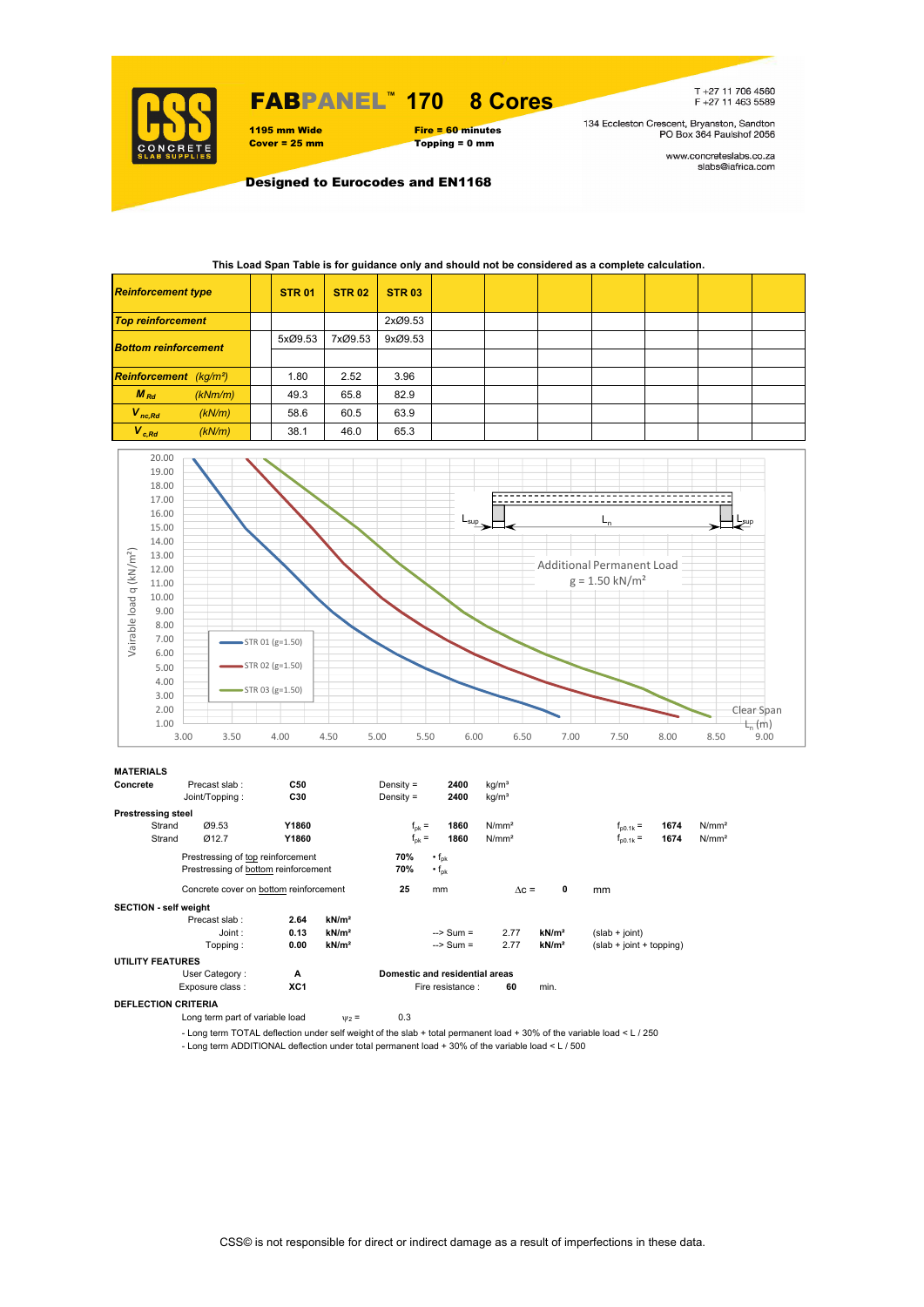# FABPANEL™ 170 8 Cores

**1195 mm Wide**
**Cover = 25 mm**

**Fire = 60 minutes**
**Topping = 0 mm**

T +27 11 706 4560
F +27 11 463 5589

134 Eccleston Crescent, Bryanston, Sandton
PO Box 364 Paulshof 2056

www.concreteslabs.co.za
slabs@iafrica.com

**Designed to Eurocodes and EN1168**

**This Load Span Table is for guidance only and should not be considered as a complete calculation.**

| *Reinforcement type* | | STR 01 | STR 02 | STR 03 | | | | | | | |
|---|---|---|---|---|---|---|---|---|---|---|---|
| *Top reinforcement* | | | | 2xØ9.53 | | | | | | | |
| *Bottom reinforcement* | | 5xØ9.53 | 7xØ9.53 | 9xØ9.53 | | | | | | | |
| | | | | | | | | | | | |
| *Reinforcement (kg/m²)* | | 1.80 | 2.52 | 3.96 | | | | | | | |
| $M_{Rd}$ *(kNm/m)* | | 49.3 | 65.8 | 82.9 | | | | | | | |
| $V_{nc,Rd}$ *(kN/m)* | | 58.6 | 60.5 | 63.9 | | | | | | | |
| $V_{c,Rd}$ *(kN/m)* | | 38.1 | 46.0 | 65.3 | | | | | | | |

Vairable load q (kN/m²)

20.00
19.00
18.00
17.00
16.00
15.00
14.00
13.00
12.00
11.00
10.00
9.00
8.00
7.00
6.00
5.00
4.00
3.00
2.00
1.00

3.00 3.50 4.00 4.50 5.00 5.50 6.00 6.50 7.00 7.50 8.00 8.50 9.00

Clear Span $L_n$ (m)

$L_{sup}$ $L_n$ $L_{sup}$

Additional Permanent Load
g = 1.50 kN/m²

STR 01 (g=1.50)
STR 02 (g=1.50)
STR 03 (g=1.50)

**MATERIALS**

**Concrete**
Precast slab : **C50** Density = **2400** kg/m³
Joint/Topping : **C30** Density = **2400** kg/m³

**Prestressing steel**
Strand Ø9.53 **Y1860** $f_{pk}$ = **1860** N/mm² $f_{p0.1k}$ = **1674** N/mm²
Strand Ø12.7 **Y1860** $f_{pk}$ = **1860** N/mm² $f_{p0.1k}$ = **1674** N/mm²

Prestressing of top reinforcement **70%** $\cdot f_{pk}$
Prestressing of bottom reinforcement **70%** $\cdot f_{pk}$

Concrete cover on bottom reinforcement **25** mm $\Delta c$ = **0** mm

**SECTION - self weight**
Precast slab : **2.64** **kN/m²**
Joint : **0.13** **kN/m²** --> Sum = 2.77 **kN/m²** (slab + joint)
Topping : **0.00** **kN/m²** --> Sum = 2.77 **kN/m²** (slab + joint + topping)

**UTILITY FEATURES**
User Category : **A** **Domestic and residential areas**
Exposure class : **XC1** Fire resistance : **60** min.

**DEFLECTION CRITERIA**
Long term part of variable load $\psi_2$ = 0.3

- Long term TOTAL deflection under self weight of the slab + total permanent load + 30% of the variable load < L / 250
- Long term ADDITIONAL deflection under total permanent load + 30% of the variable load < L / 500

CSS© is not responsible for direct or indirect damage as a result of imperfections in these data.